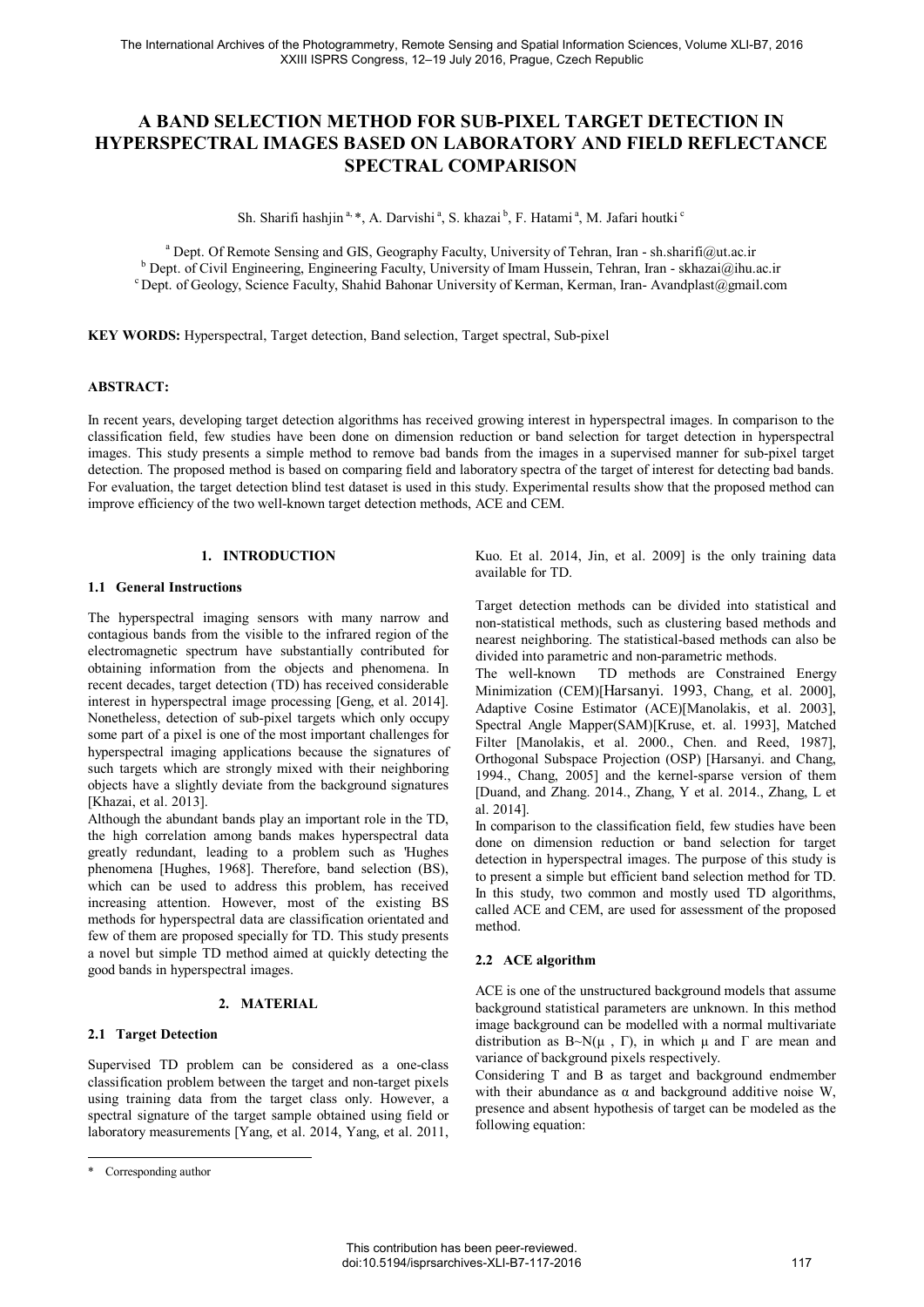# A BAND SELECTION METHOD FOR SUB-PIXEL TARGET DETECTION IN HYPERSPECTRAL IMAGES BASED ON LABORATORY AND FIELD REFLECTANCE SPECTRAL COMPARISON

Sh. Sharifi hashjin [a,]*, A. Darvishi [a], S. khazai [b], F. Hatami [a], M. Jafari houtki [c]

[a] Dept. Of Remote Sensing and GIS, Geography Faculty, University of Tehran, Iran - sh.sharifi@ut.ac.ir
[b] Dept. of Civil Engineering, Engineering Faculty, University of Imam Hussein, Tehran, Iran - skhazai@ihu.ac.ir
[c] Dept. of Geology, Science Faculty, Shahid Bahonar University of Kerman, Kerman, Iran- Avandplast@gmail.com

**KEY WORDS:** Hyperspectral, Target detection, Band selection, Target spectral, Sub-pixel

**ABSTRACT:**

In recent years, developing target detection algorithms has received growing interest in hyperspectral images. In comparison to the classification field, few studies have been done on dimension reduction or band selection for target detection in hyperspectral images. This study presents a simple method to remove bad bands from the images in a supervised manner for sub-pixel target detection. The proposed method is based on comparing field and laboratory spectra of the target of interest for detecting bad bands. For evaluation, the target detection blind test dataset is used in this study. Experimental results show that the proposed method can improve efficiency of the two well-known target detection methods, ACE and CEM.

## 1. INTRODUCTION

### 1.1 General Instructions

The hyperspectral imaging sensors with many narrow and contagious bands from the visible to the infrared region of the electromagnetic spectrum have substantially contributed for obtaining information from the objects and phenomena. In recent decades, target detection (TD) has received considerable interest in hyperspectral image processing [Geng, et al. 2014]. Nonetheless, detection of sub-pixel targets which only occupy some part of a pixel is one of the most important challenges for hyperspectral imaging applications because the signatures of such targets which are strongly mixed with their neighboring objects have a slightly deviate from the background signatures [Khazai, et al. 2013].

Although the abundant bands play an important role in the TD, the high correlation among bands makes hyperspectral data greatly redundant, leading to a problem such as 'Hughes phenomena [Hughes, 1968]. Therefore, band selection (BS), which can be used to address this problem, has received increasing attention. However, most of the existing BS methods for hyperspectral data are classification orientated and few of them are proposed specially for TD. This study presents a novel but simple TD method aimed at quickly detecting the good bands in hyperspectral images.

## 2. MATERIAL

### 2.1 Target Detection

Supervised TD problem can be considered as a one-class classification problem between the target and non-target pixels using training data from the target class only. However, a spectral signature of the target sample obtained using field or laboratory measurements [Yang, et al. 2014, Yang, et al. 2011, Kuo. Et al. 2014, Jin, et al. 2009] is the only training data available for TD.

Target detection methods can be divided into statistical and non-statistical methods, such as clustering based methods and nearest neighboring. The statistical-based methods can also be divided into parametric and non-parametric methods.

The well-known TD methods are Constrained Energy Minimization (CEM)[Harsanyi. 1993, Chang, et al. 2000], Adaptive Cosine Estimator (ACE)[Manolakis, et al. 2003], Spectral Angle Mapper(SAM)[Kruse, et. al. 1993], Matched Filter [Manolakis, et al. 2000., Chen. and Reed, 1987], Orthogonal Subspace Projection (OSP) [Harsanyi. and Chang, 1994., Chang, 2005] and the kernel-sparse version of them [Duand, and Zhang. 2014., Zhang, Y et al. 2014., Zhang, L et al. 2014].

In comparison to the classification field, few studies have been done on dimension reduction or band selection for target detection in hyperspectral images. The purpose of this study is to present a simple but efficient band selection method for TD. In this study, two common and mostly used TD algorithms, called ACE and CEM, are used for assessment of the proposed method.

### 2.2 ACE algorithm

ACE is one of the unstructured background models that assume background statistical parameters are unknown. In this method image background can be modelled with a normal multivariate distribution as $B \sim N(\mu, \Gamma)$, in which $\mu$ and $\Gamma$ are mean and variance of background pixels respectively.

Considering T and B as target and background endmember with their abundance as $\alpha$ and background additive noise W, presence and absent hypothesis of target can be modeled as the following equation:

\* Corresponding author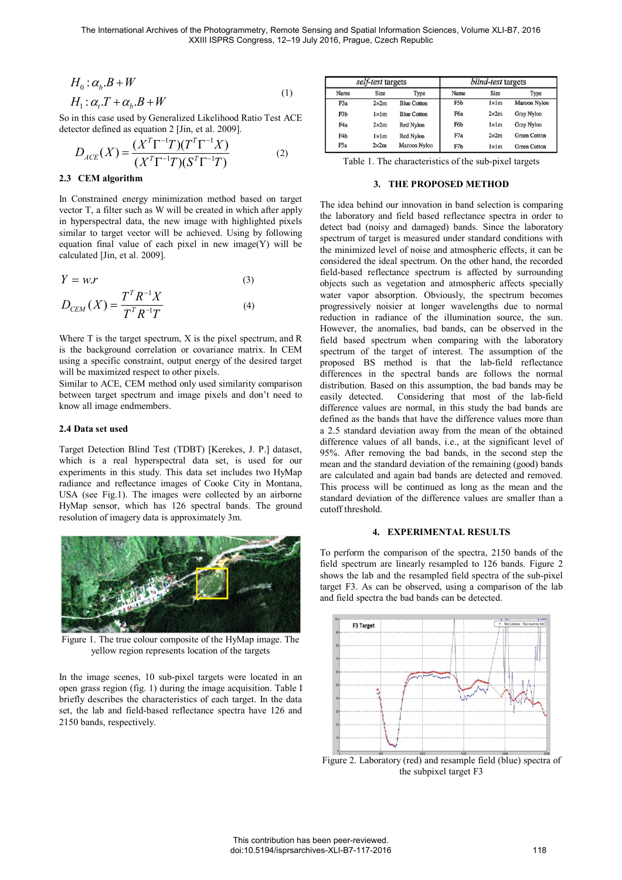$$H_0 : \alpha_b . B + W$$
$$H_1 : \alpha_t . T + \alpha_b . B + W \tag{1}$$

So in this case used by Generalized Likelihood Ratio Test ACE detector defined as equation 2 [Jin, et al. 2009].

$$D_{ACE}(X) = \frac{(X^T \Gamma^{-1} T)(T^T \Gamma^{-1} X)}{(X^T \Gamma^{-1} T)(S^T \Gamma^{-1} T)} \tag{2}$$

### 2.3 CEM algorithm

In Constrained energy minimization method based on target vector T, a filter such as W will be created in which after apply in hyperspectral data, the new image with highlighted pixels similar to target vector will be achieved. Using by following equation final value of each pixel in new image(Y) will be calculated [Jin, et al. 2009].

$$Y = w.r \tag{3}$$

$$D_{CEM}(X) = \frac{T^T R^{-1} X}{T^T R^{-1} T} \tag{4}$$

Where T is the target spectrum, X is the pixel spectrum, and R is the background correlation or covariance matrix. In CEM using a specific constraint, output energy of the desired target will be maximized respect to other pixels.

Similar to ACE, CEM method only used similarity comparison between target spectrum and image pixels and don't need to know all image endmembers.

### 2.4 Data set used

Target Detection Blind Test (TDBT) [Kerekes, J. P.] dataset, which is a real hyperspectral data set, is used for our experiments in this study. This data set includes two HyMap radiance and reflectance images of Cooke City in Montana, USA (see Fig.1). The images were collected by an airborne HyMap sensor, which has 126 spectral bands. The ground resolution of imagery data is approximately 3m.

Figure 1. The true colour composite of the HyMap image. The yellow region represents location of the targets

In the image scenes, 10 sub-pixel targets were located in an open grass region (fig. 1) during the image acquisition. Table I briefly describes the characteristics of each target. In the data set, the lab and field-based reflectance spectra have 126 and 2150 bands, respectively.

| *self-test* targets | | | *blind-test* targets | | |
|---|---|---|---|---|---|
| Name | Size | Type | Name | Size | Type |
| F3a | 2×2m | Blue Cotton | F5b | 1×1m | Maroon Nylon |
| F3b | 1×1m | Blue Cotton | F6a | 2×2m | Gray Nylon |
| F4a | 2×2m | Red Nylon | F6b | 1×1m | Gray Nylon |
| F4b | 1×1m | Red Nylon | F7a | 2×2m | Green Cotton |
| F5a | 2×2m | Maroon Nylon | F7b | 1×1m | Green Cotton |

Table 1. The characteristics of the sub-pixel targets

## 3. THE PROPOSED METHOD

The idea behind our innovation in band selection is comparing the laboratory and field based reflectance spectra in order to detect bad (noisy and damaged) bands. Since the laboratory spectrum of target is measured under standard conditions with the minimized level of noise and atmospheric effects, it can be considered the ideal spectrum. On the other hand, the recorded field-based reflectance spectrum is affected by surrounding objects such as vegetation and atmospheric affects specially water vapor absorption. Obviously, the spectrum becomes progressively noisier at longer wavelengths due to normal reduction in radiance of the illumination source, the sun. However, the anomalies, bad bands, can be observed in the field based spectrum when comparing with the laboratory spectrum of the target of interest. The assumption of the proposed BS method is that the lab-field reflectance differences in the spectral bands are follows the normal distribution. Based on this assumption, the bad bands may be easily detected. Considering that most of the lab-field difference values are normal, in this study the bad bands are defined as the bands that have the difference values more than a 2.5 standard deviation away from the mean of the obtained difference values of all bands, i.e., at the significant level of 95%. After removing the bad bands, in the second step the mean and the standard deviation of the remaining (good) bands are calculated and again bad bands are detected and removed. This process will be continued as long as the mean and the standard deviation of the difference values are smaller than a cutoff threshold.

## 4. EXPERIMENTAL RESULTS

To perform the comparison of the spectra, 2150 bands of the field spectrum are linearly resampled to 126 bands. Figure 2 shows the lab and the resampled field spectra of the sub-pixel target F3. As can be observed, using a comparison of the lab and field spectra the bad bands can be detected.

Figure 2. Laboratory (red) and resample field (blue) spectra of the subpixel target F3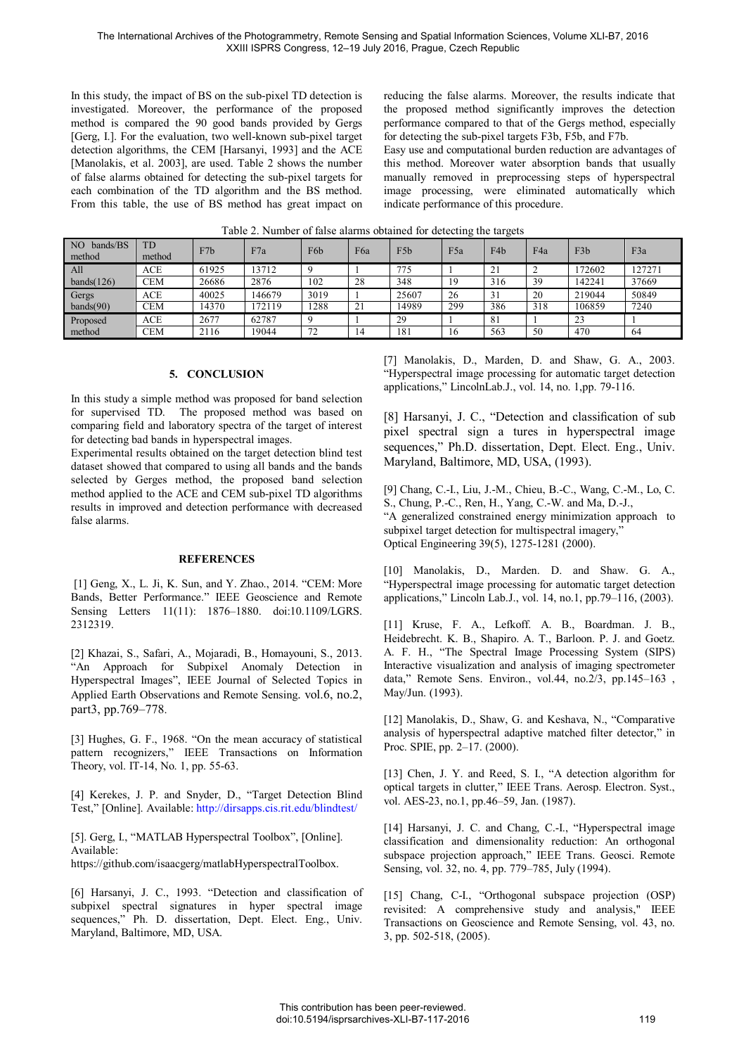In this study, the impact of BS on the sub-pixel TD detection is investigated. Moreover, the performance of the proposed method is compared the 90 good bands provided by Gergs [Gerg, I.]. For the evaluation, two well-known sub-pixel target detection algorithms, the CEM [Harsanyi, 1993] and the ACE [Manolakis, et al. 2003], are used. Table 2 shows the number of false alarms obtained for detecting the sub-pixel targets for each combination of the TD algorithm and the BS method. From this table, the use of BS method has great impact on reducing the false alarms. Moreover, the results indicate that the proposed method significantly improves the detection performance compared to that of the Gergs method, especially for detecting the sub-pixel targets F3b, F5b, and F7b.

Easy use and computational burden reduction are advantages of this method. Moreover water absorption bands that usually manually removed in preprocessing steps of hyperspectral image processing, were eliminated automatically which indicate performance of this procedure.

Table 2. Number of false alarms obtained for detecting the targets

| NO bands/BS method | TD method | F7b | F7a | F6b | F6a | F5b | F5a | F4b | F4a | F3b | F3a |
|---|---|---|---|---|---|---|---|---|---|---|---|
| All bands(126) | ACE | 61925 | 13712 | 9 | 1 | 775 | 1 | 21 | 2 | 172602 | 127271 |
| | CEM | 26686 | 2876 | 102 | 28 | 348 | 19 | 316 | 39 | 142241 | 37669 |
| Gergs bands(90) | ACE | 40025 | 146679 | 3019 | 1 | 25607 | 26 | 31 | 20 | 219044 | 50849 |
| | CEM | 14370 | 172119 | 1288 | 21 | 14989 | 299 | 386 | 318 | 106859 | 7240 |
| Proposed method | ACE | 2677 | 62787 | 9 | 1 | 29 | 1 | 81 | 1 | 23 | 1 |
| | CEM | 2116 | 19044 | 72 | 14 | 181 | 16 | 563 | 50 | 470 | 64 |

## 5. CONCLUSION

In this study a simple method was proposed for band selection for supervised TD. The proposed method was based on comparing field and laboratory spectra of the target of interest for detecting bad bands in hyperspectral images.

Experimental results obtained on the target detection blind test dataset showed that compared to using all bands and the bands selected by Gerges method, the proposed band selection method applied to the ACE and CEM sub-pixel TD algorithms results in improved and detection performance with decreased false alarms.

## REFERENCES

[1] Geng, X., L. Ji, K. Sun, and Y. Zhao., 2014. "CEM: More Bands, Better Performance." IEEE Geoscience and Remote Sensing Letters 11(11): 1876–1880. doi:10.1109/LGRS. 2312319.

[2] Khazai, S., Safari, A., Mojaradi, B., Homayouni, S., 2013. "An Approach for Subpixel Anomaly Detection in Hyperspectral Images", IEEE Journal of Selected Topics in Applied Earth Observations and Remote Sensing. vol.6, no.2, part3, pp.769–778.

[3] Hughes, G. F., 1968. "On the mean accuracy of statistical pattern recognizers," IEEE Transactions on Information Theory, vol. IT-14, No. 1, pp. 55-63.

[4] Kerekes, J. P. and Snyder, D., "Target Detection Blind Test," [Online]. Available: http://dirsapps.cis.rit.edu/blindtest/

[5]. Gerg, I., "MATLAB Hyperspectral Toolbox", [Online]. Available: https://github.com/isaacgerg/matlabHyperspectralToolbox.

[6] Harsanyi, J. C., 1993. "Detection and classification of subpixel spectral signatures in hyper spectral image sequences," Ph. D. dissertation, Dept. Elect. Eng., Univ. Maryland, Baltimore, MD, USA.

[7] Manolakis, D., Marden, D. and Shaw, G. A., 2003. "Hyperspectral image processing for automatic target detection applications," LincolnLab.J., vol. 14, no. 1,pp. 79-116.

[8] Harsanyi, J. C., "Detection and classification of sub pixel spectral sign a tures in hyperspectral image sequences," Ph.D. dissertation, Dept. Elect. Eng., Univ. Maryland, Baltimore, MD, USA, (1993).

[9] Chang, C.-I., Liu, J.-M., Chieu, B.-C., Wang, C.-M., Lo, C. S., Chung, P.-C., Ren, H., Yang, C.-W. and Ma, D.-J., "A generalized constrained energy minimization approach to subpixel target detection for multispectral imagery," Optical Engineering 39(5), 1275-1281 (2000).

[10] Manolakis, D., Marden. D. and Shaw. G. A., "Hyperspectral image processing for automatic target detection applications," Lincoln Lab.J., vol. 14, no.1, pp.79–116, (2003).

[11] Kruse, F. A., Lefkoff. A. B., Boardman. J. B., Heidebrecht. K. B., Shapiro. A. T., Barloon. P. J. and Goetz. A. F. H., "The Spectral Image Processing System (SIPS) Interactive visualization and analysis of imaging spectrometer data," Remote Sens. Environ., vol.44, no.2/3, pp.145–163 , May/Jun. (1993).

[12] Manolakis, D., Shaw, G. and Keshava, N., "Comparative analysis of hyperspectral adaptive matched filter detector," in Proc. SPIE, pp. 2–17. (2000).

[13] Chen, J. Y. and Reed, S. I., "A detection algorithm for optical targets in clutter," IEEE Trans. Aerosp. Electron. Syst., vol. AES-23, no.1, pp.46–59, Jan. (1987).

[14] Harsanyi, J. C. and Chang, C.-I., "Hyperspectral image classification and dimensionality reduction: An orthogonal subspace projection approach," IEEE Trans. Geosci. Remote Sensing, vol. 32, no. 4, pp. 779–785, July (1994).

[15] Chang, C-I., "Orthogonal subspace projection (OSP) revisited: A comprehensive study and analysis," IEEE Transactions on Geoscience and Remote Sensing, vol. 43, no. 3, pp. 502-518, (2005).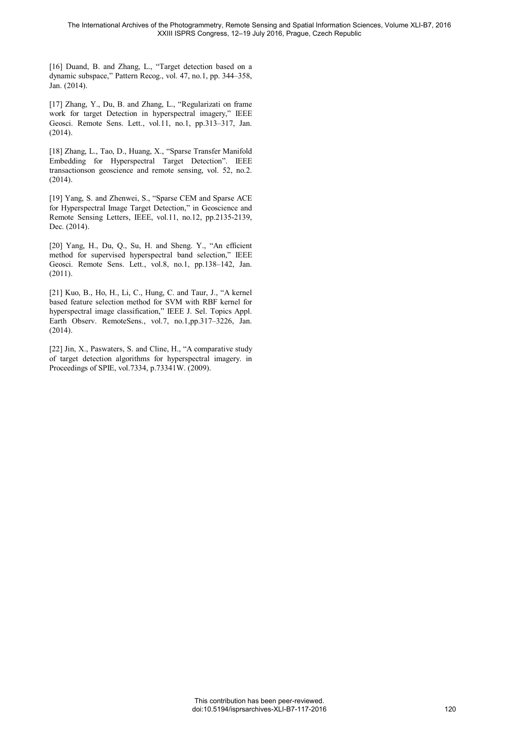[16] Duand, B. and Zhang, L., "Target detection based on a dynamic subspace," Pattern Recog., vol. 47, no.1, pp. 344–358, Jan. (2014).

[17] Zhang, Y., Du, B. and Zhang, L., "Regularizati on frame work for target Detection in hyperspectral imagery," IEEE Geosci. Remote Sens. Lett., vol.11, no.1, pp.313–317, Jan. (2014).

[18] Zhang, L., Tao, D., Huang, X., "Sparse Transfer Manifold Embedding for Hyperspectral Target Detection". IEEE transactionson geoscience and remote sensing, vol. 52, no.2. (2014).

[19] Yang, S. and Zhenwei, S., "Sparse CEM and Sparse ACE for Hyperspectral Image Target Detection," in Geoscience and Remote Sensing Letters, IEEE, vol.11, no.12, pp.2135-2139, Dec. (2014).

[20] Yang, H., Du, Q., Su, H. and Sheng. Y., "An efficient method for supervised hyperspectral band selection," IEEE Geosci. Remote Sens. Lett., vol.8, no.1, pp.138–142, Jan. (2011).

[21] Kuo, B., Ho, H., Li, C., Hung, C. and Taur, J., "A kernel based feature selection method for SVM with RBF kernel for hyperspectral image classification," IEEE J. Sel. Topics Appl. Earth Observ. RemoteSens., vol.7, no.1,pp.317–3226, Jan. (2014).

[22] Jin, X., Paswaters, S. and Cline, H., "A comparative study of target detection algorithms for hyperspectral imagery. in Proceedings of SPIE, vol.7334, p.73341W. (2009).